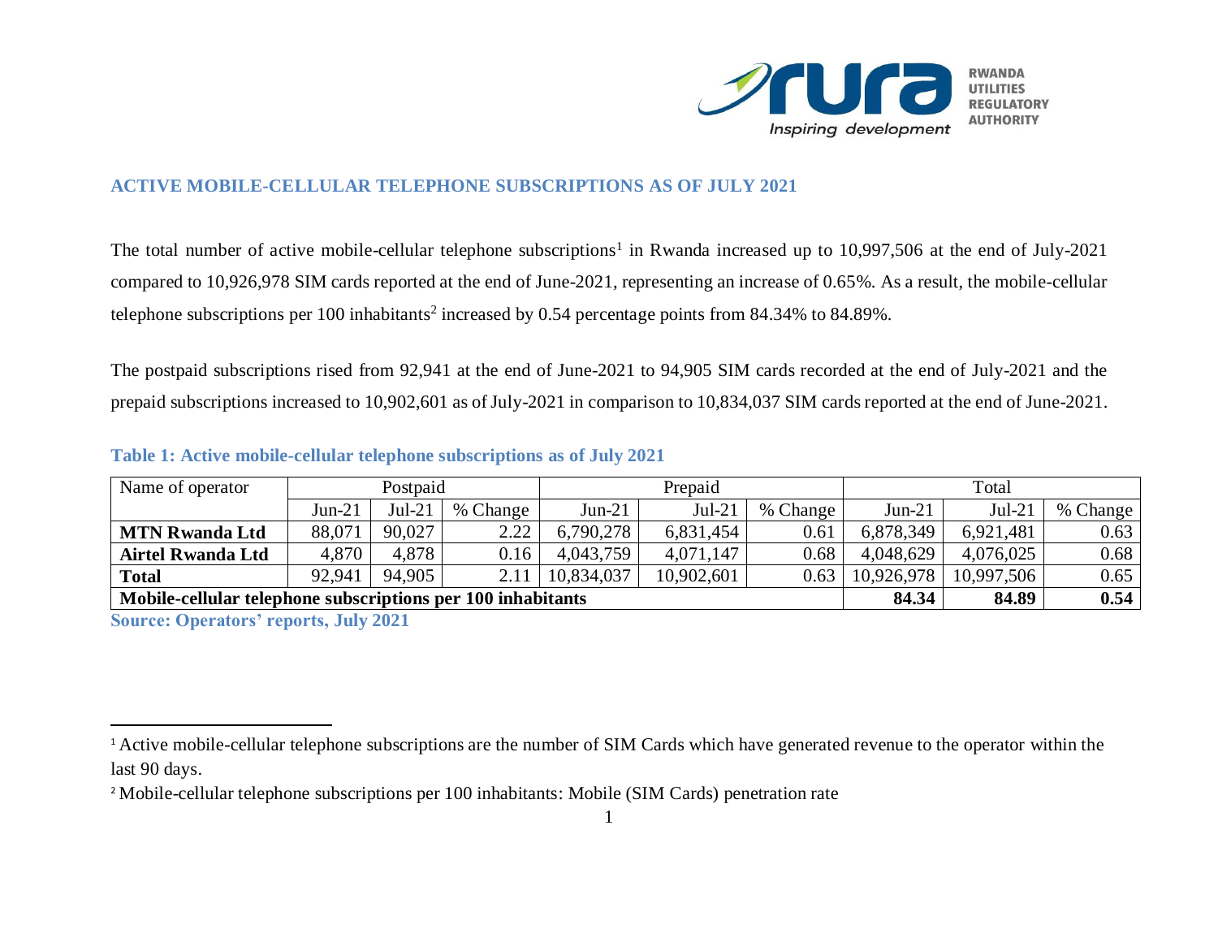## ACTIVE MOBILE-CELLULAR TELEPHONE SUBSCRIPTIONS AS OF JULY 2021

The total number of active mobile-cellular telephone subscriptions[1] in Rwanda increased up to 10,997,506 at the end of July-2021 compared to 10,926,978 SIM cards reported at the end of June-2021, representing an increase of 0.65%. As a result, the mobile-cellular telephone subscriptions per 100 inhabitants[2] increased by 0.54 percentage points from 84.34% to 84.89%.

The postpaid subscriptions rised from 92,941 at the end of June-2021 to 94,905 SIM cards recorded at the end of July-2021 and the prepaid subscriptions increased to 10,902,601 as of July-2021 in comparison to 10,834,037 SIM cards reported at the end of June-2021.

**Table 1: Active mobile-cellular telephone subscriptions as of July 2021**

| Name of operator | Postpaid | | | Prepaid | | | Total | | |
|---|---|---|---|---|---|---|---|---|---|
| | Jun-21 | Jul-21 | % Change | Jun-21 | Jul-21 | % Change | Jun-21 | Jul-21 | % Change |
| **MTN Rwanda Ltd** | 88,071 | 90,027 | 2.22 | 6,790,278 | 6,831,454 | 0.61 | 6,878,349 | 6,921,481 | 0.63 |
| **Airtel Rwanda Ltd** | 4,870 | 4,878 | 0.16 | 4,043,759 | 4,071,147 | 0.68 | 4,048,629 | 4,076,025 | 0.68 |
| **Total** | 92,941 | 94,905 | 2.11 | 10,834,037 | 10,902,601 | 0.63 | 10,926,978 | 10,997,506 | 0.65 |
| **Mobile-cellular telephone subscriptions per 100 inhabitants** | | | | | | | **84.34** | **84.89** | **0.54** |

**Source: Operators' reports, July 2021**

[1] Active mobile-cellular telephone subscriptions are the number of SIM Cards which have generated revenue to the operator within the last 90 days.

[2] Mobile-cellular telephone subscriptions per 100 inhabitants: Mobile (SIM Cards) penetration rate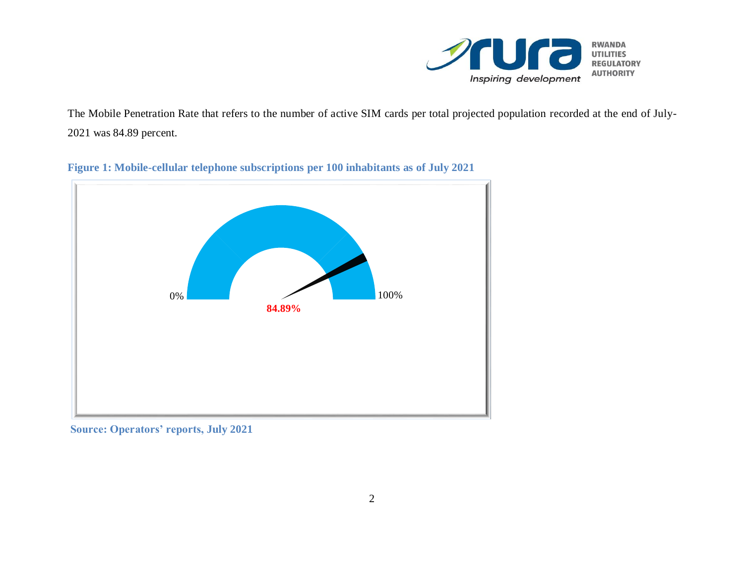The Mobile Penetration Rate that refers to the number of active SIM cards per total projected population recorded at the end of July-2021 was 84.89 percent.

**Figure 1: Mobile-cellular telephone subscriptions per 100 inhabitants as of July 2021**

0% 100%

**84.89%**

**Source: Operators' reports, July 2021**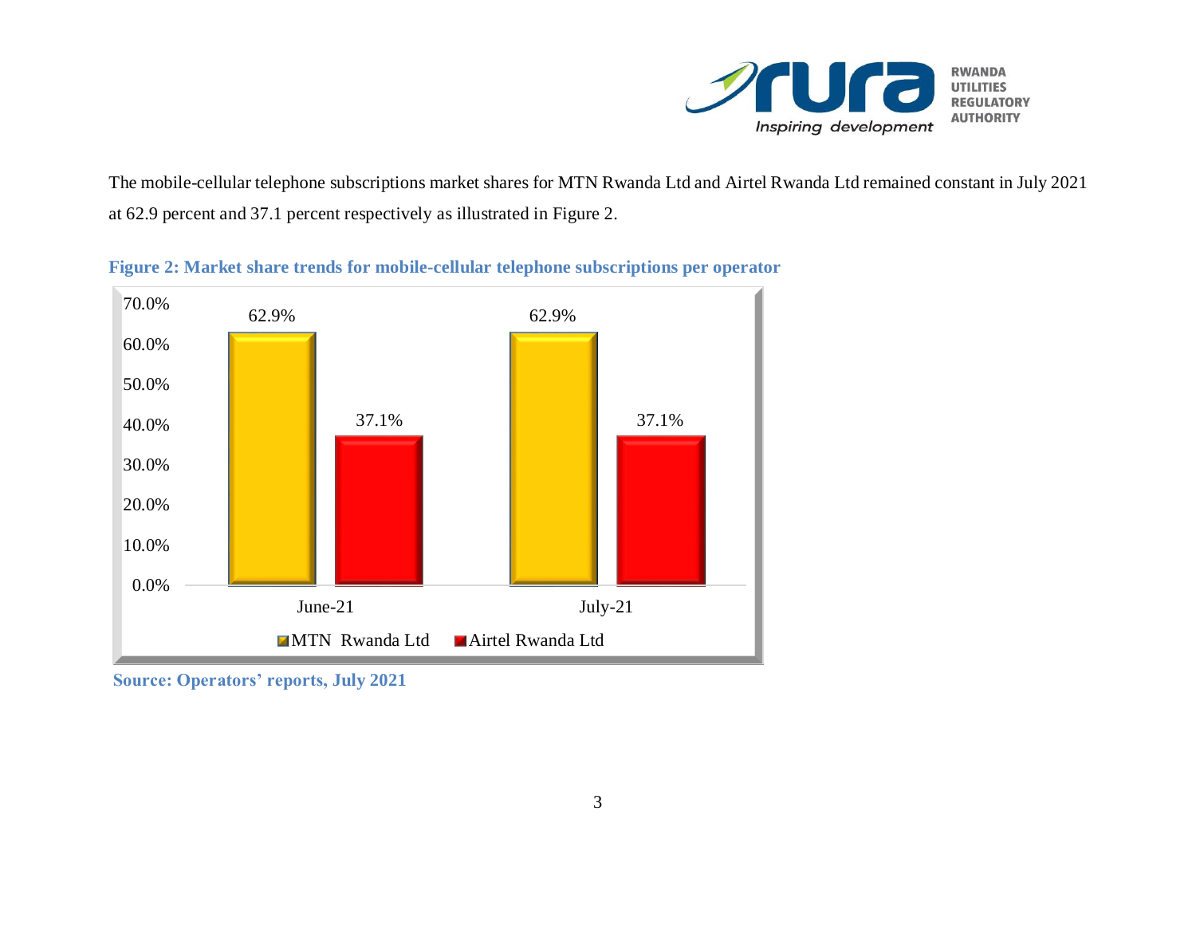The mobile-cellular telephone subscriptions market shares for MTN Rwanda Ltd and Airtel Rwanda Ltd remained constant in July 2021 at 62.9 percent and 37.1 percent respectively as illustrated in Figure 2.

**Figure 2: Market share trends for mobile-cellular telephone subscriptions per operator**

| | MTN Rwanda Ltd | Airtel Rwanda Ltd |
|---|---|---|
| June-21 | 62.9% | 37.1% |
| July-21 | 62.9% | 37.1% |

**Source: Operators' reports, July 2021**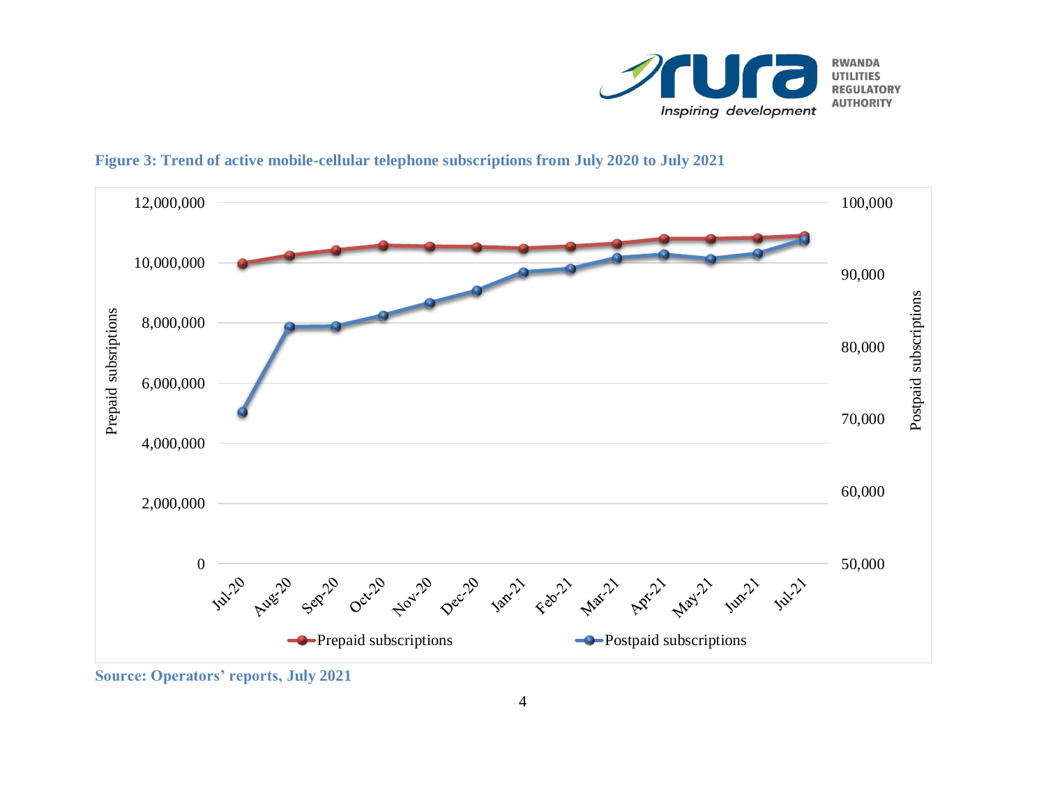**Figure 3: Trend of active mobile-cellular telephone subscriptions from July 2020 to July 2021**

Prepaid subsriptions

12,000,000
10,000,000
8,000,000
6,000,000
4,000,000
2,000,000
0

Postpaid subscriptions

100,000
90,000
80,000
70,000
60,000
50,000

Jul-20 Aug-20 Sep-20 Oct-20 Nov-20 Dec-20 Jan-21 Feb-21 Mar-21 Apr-21 May-21 Jun-21 Jul-21

Prepaid subscriptions
Postpaid subscriptions

**Source: Operators' reports, July 2021**